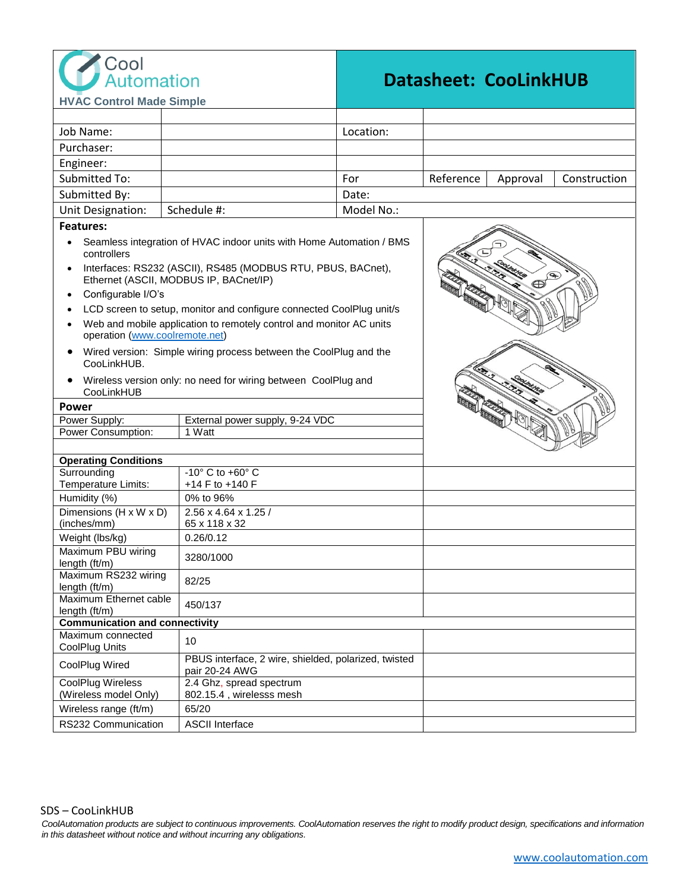Cool Automation

HVAC Control Made Simple

# Datasheet: CooLinkHUB

| | | | | | |
|---|---|---|---|---|---|
| Job Name: | | Location: | | | |
| Purchaser: | | | | | |
| Engineer: | | | | | |
| Submitted To: | | For | Reference | Approval | Construction |
| Submitted By: | | Date: | | | |
| Unit Designation: | Schedule #: | Model No.: | | | |

**Features:**

- Seamless integration of HVAC indoor units with Home Automation / BMS controllers
- Interfaces: RS232 (ASCII), RS485 (MODBUS RTU, PBUS, BACnet), Ethernet (ASCII, MODBUS IP, BACnet/IP)
- Configurable I/O's
- LCD screen to setup, monitor and configure connected CoolPlug unit/s
- Web and mobile application to remotely control and monitor AC units operation (www.coolremote.net)
- Wired version: Simple wiring process between the CoolPlug and the CooLinkHUB.
- Wireless version only: no need for wiring between CoolPlug and CooLinkHUB

| **Power** | |
|---|---|
| Power Supply: | External power supply, 9-24 VDC |
| Power Consumption: | 1 Watt |
| | |
| **Operating Conditions** | |
| Surrounding Temperature Limits: | -10° C to +60° C<br>+14 F to +140 F |
| Humidity (%) | 0% to 96% |
| Dimensions (H x W x D) (inches/mm) | 2.56 x 4.64 x 1.25 /<br>65 x 118 x 32 |
| Weight (lbs/kg) | 0.26/0.12 |
| Maximum PBU wiring length (ft/m) | 3280/1000 |
| Maximum RS232 wiring length (ft/m) | 82/25 |
| Maximum Ethernet cable length (ft/m) | 450/137 |
| **Communication and connectivity** | |
| Maximum connected CoolPlug Units | 10 |
| CoolPlug Wired | PBUS interface, 2 wire, shielded, polarized, twisted pair 20-24 AWG |
| CoolPlug Wireless (Wireless model Only) | 2.4 Ghz, spread spectrum<br>802.15.4 , wirelesss mesh |
| Wireless range (ft/m) | 65/20 |
| RS232 Communication | ASCII Interface |

SDS – CooLinkHUB

*CoolAutomation products are subject to continuous improvements. CoolAutomation reserves the right to modify product design, specifications and information in this datasheet without notice and without incurring any obligations.*

www.coolautomation.com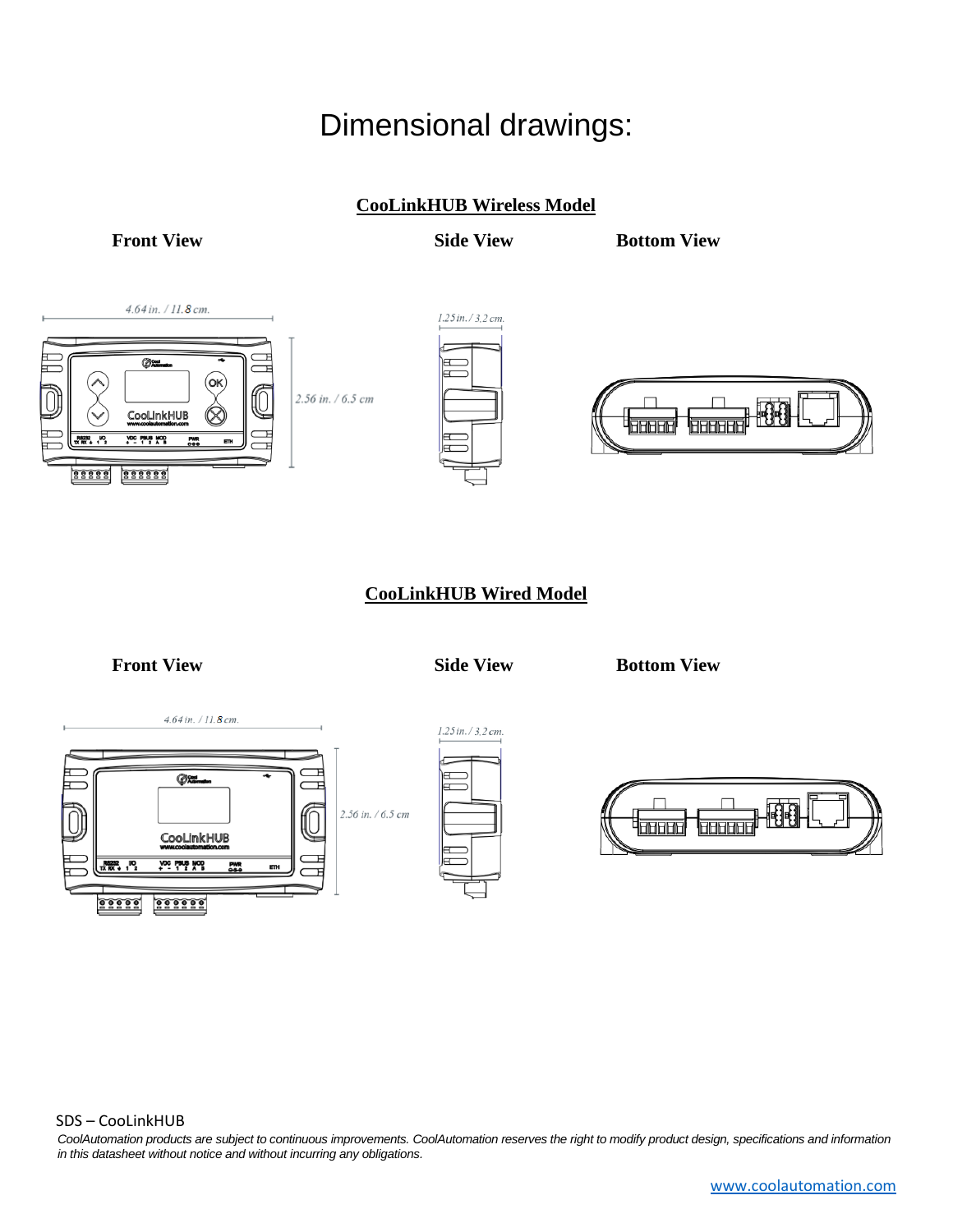# Dimensional drawings:

## CooLinkHUB Wireless Model

**Front View**

4.64 in. / 11.8 cm.

2.56 in. / 6.5 cm

**Side View**

1.25 in. / 3.2 cm.

**Bottom View**

## CooLinkHUB Wired Model

**Front View**

4.64 in. / 11.8 cm.

2.56 in. / 6.5 cm

**Side View**

1.25 in. / 3.2 cm.

**Bottom View**

SDS – CooLinkHUB

*CoolAutomation products are subject to continuous improvements. CoolAutomation reserves the right to modify product design, specifications and information in this datasheet without notice and without incurring any obligations.*

www.coolautomation.com